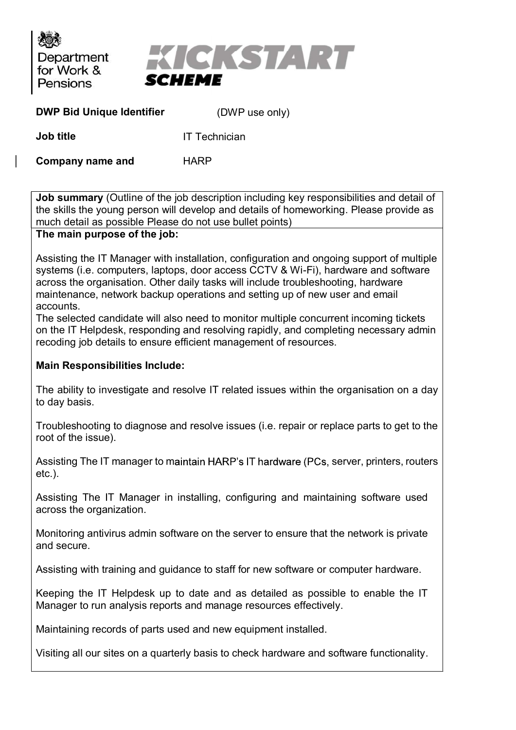Department for Work & Pensions

**KICKSTART SCHEME**

**DWP Bid Unique Identifier** (DWP use only)

**Job title** IT Technician

**Company name and** HARP

**Job summary** (Outline of the job description including key responsibilities and detail of the skills the young person will develop and details of homeworking. Please provide as much detail as possible Please do not use bullet points)

**The main purpose of the job:**

Assisting the IT Manager with installation, configuration and ongoing support of multiple systems (i.e. computers, laptops, door access CCTV & Wi-Fi), hardware and software across the organisation. Other daily tasks will include troubleshooting, hardware maintenance, network backup operations and setting up of new user and email accounts.

The selected candidate will also need to monitor multiple concurrent incoming tickets on the IT Helpdesk, responding and resolving rapidly, and completing necessary admin recoding job details to ensure efficient management of resources.

**Main Responsibilities Include:**

The ability to investigate and resolve IT related issues within the organisation on a day to day basis.

Troubleshooting to diagnose and resolve issues (i.e. repair or replace parts to get to the root of the issue).

Assisting The IT manager to maintain HARP's IT hardware (PCs, server, printers, routers etc.).

Assisting The IT Manager in installing, configuring and maintaining software used across the organization.

Monitoring antivirus admin software on the server to ensure that the network is private and secure.

Assisting with training and guidance to staff for new software or computer hardware.

Keeping the IT Helpdesk up to date and as detailed as possible to enable the IT Manager to run analysis reports and manage resources effectively.

Maintaining records of parts used and new equipment installed.

Visiting all our sites on a quarterly basis to check hardware and software functionality.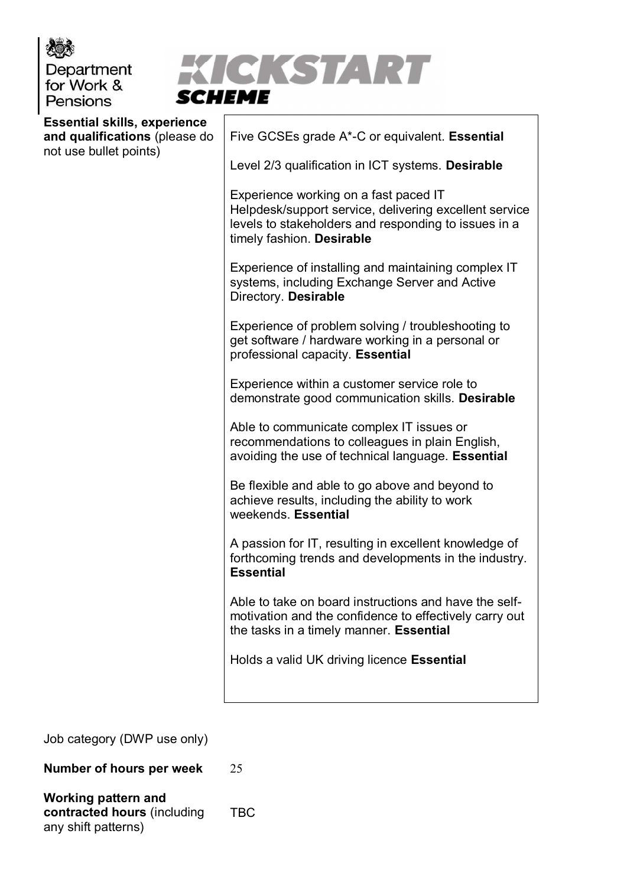| | |
|---|---|
| **Essential skills, experience and qualifications** (please do not use bullet points) | Five GCSEs grade A*-C or equivalent. **Essential**<br><br>Level 2/3 qualification in ICT systems. **Desirable**<br><br>Experience working on a fast paced IT Helpdesk/support service, delivering excellent service levels to stakeholders and responding to issues in a timely fashion. **Desirable**<br><br>Experience of installing and maintaining complex IT systems, including Exchange Server and Active Directory. **Desirable**<br><br>Experience of problem solving / troubleshooting to get software / hardware working in a personal or professional capacity. **Essential**<br><br>Experience within a customer service role to demonstrate good communication skills. **Desirable**<br><br>Able to communicate complex IT issues or recommendations to colleagues in plain English, avoiding the use of technical language. **Essential**<br><br>Be flexible and able to go above and beyond to achieve results, including the ability to work weekends. **Essential**<br><br>A passion for IT, resulting in excellent knowledge of forthcoming trends and developments in the industry. **Essential**<br><br>Able to take on board instructions and have the self-motivation and the confidence to effectively carry out the tasks in a timely manner. **Essential**<br><br>Holds a valid UK driving licence **Essential** |
| Job category (DWP use only) | |
| **Number of hours per week** | 25 |
| **Working pattern and contracted hours** (including any shift patterns) | TBC |